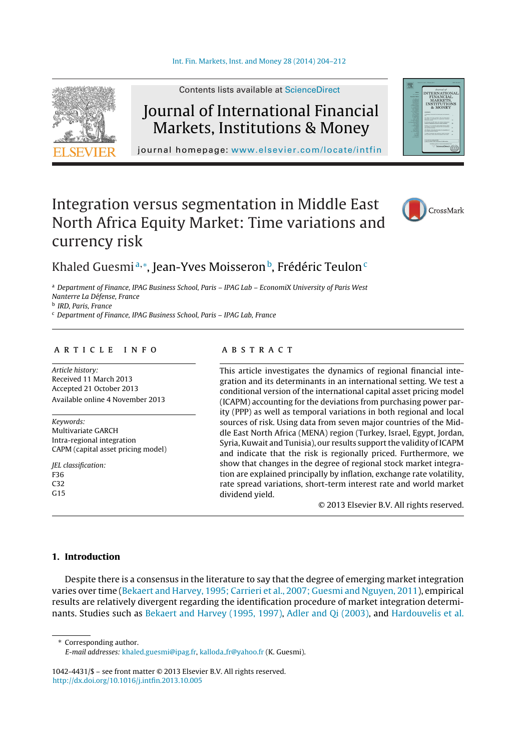# Integration versus segmentation in Middle East North Africa Equity Market: Time variations and currency risk

Khaled Guesmi [a,*], Jean-Yves Moisseron [b], Frédéric Teulon [c]

[a] Department of Finance, IPAG Business School, Paris – IPAG Lab – EconomiX University of Paris West Nanterre La Défense, France
[b] IRD, Paris, France
[c] Department of Finance, IPAG Business School, Paris – IPAG Lab, France

## ARTICLE INFO

*Article history:*
Received 11 March 2013
Accepted 21 October 2013
Available online 4 November 2013

*Keywords:*
Multivariate GARCH
Intra-regional integration
CAPM (capital asset pricing model)

*JEL classification:*
F36
C32
G15

## ABSTRACT

This article investigates the dynamics of regional financial integration and its determinants in an international setting. We test a conditional version of the international capital asset pricing model (ICAPM) accounting for the deviations from purchasing power parity (PPP) as well as temporal variations in both regional and local sources of risk. Using data from seven major countries of the Middle East North Africa (MENA) region (Turkey, Israel, Egypt, Jordan, Syria, Kuwait and Tunisia), our results support the validity of ICAPM and indicate that the risk is regionally priced. Furthermore, we show that changes in the degree of regional stock market integration are explained principally by inflation, exchange rate volatility, rate spread variations, short-term interest rate and world market dividend yield.

© 2013 Elsevier B.V. All rights reserved.

## 1. Introduction

Despite there is a consensus in the literature to say that the degree of emerging market integration varies over time (Bekaert and Harvey, 1995; Carrieri et al., 2007; Guesmi and Nguyen, 2011), empirical results are relatively divergent regarding the identification procedure of market integration determinants. Studies such as Bekaert and Harvey (1995, 1997), Adler and Qi (2003), and Hardouvelis et al.

---

* Corresponding author.
*E-mail addresses:* khaled.guesmi@ipag.fr, kalloda_fr@yahoo.fr (K. Guesmi).

1042-4431/$ – see front matter © 2013 Elsevier B.V. All rights reserved.
http://dx.doi.org/10.1016/j.intfin.2013.10.005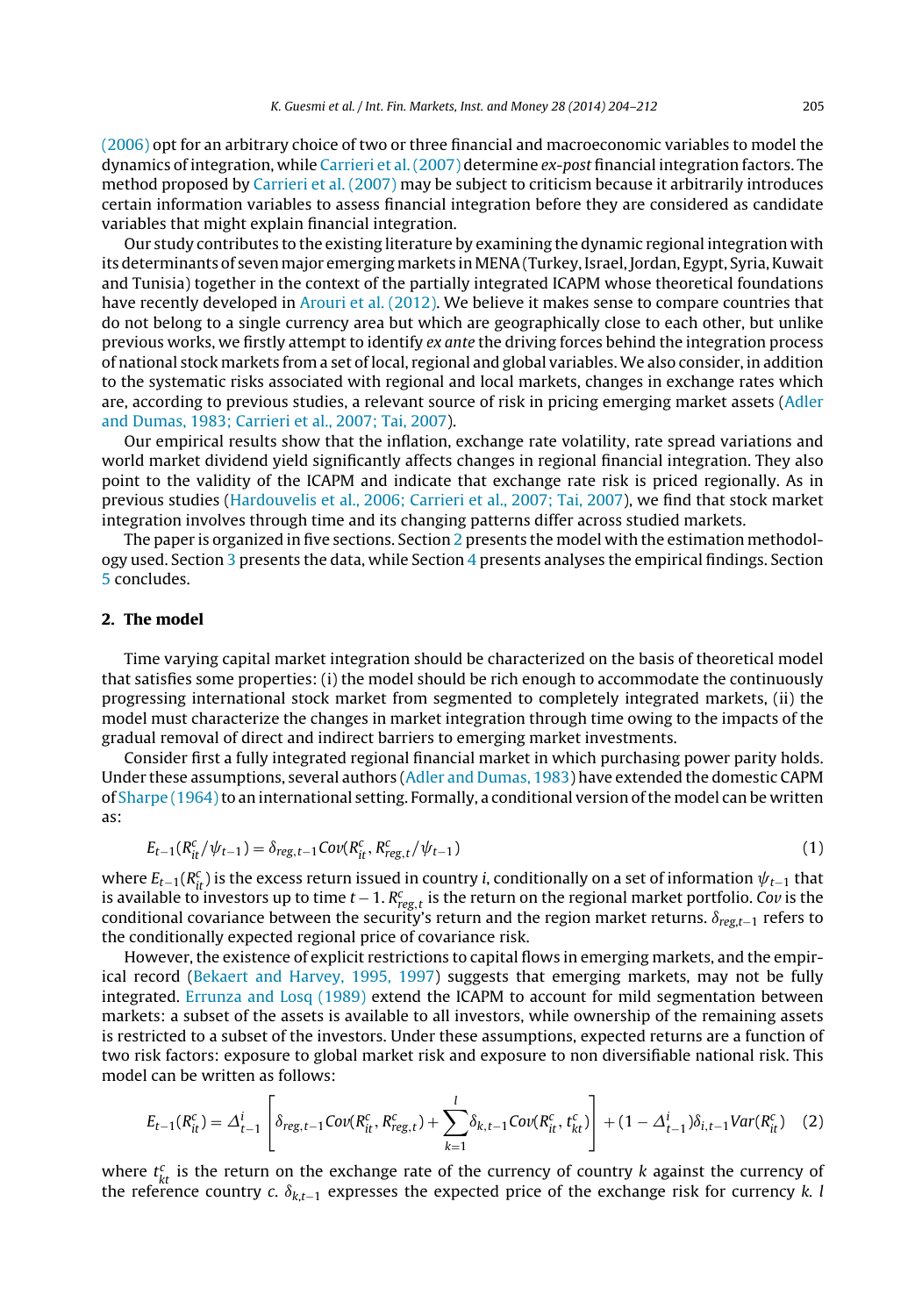(2006) opt for an arbitrary choice of two or three financial and macroeconomic variables to model the dynamics of integration, while Carrieri et al. (2007) determine *ex-post* financial integration factors. The method proposed by Carrieri et al. (2007) may be subject to criticism because it arbitrarily introduces certain information variables to assess financial integration before they are considered as candidate variables that might explain financial integration.

Our study contributes to the existing literature by examining the dynamic regional integration with its determinants of seven major emerging markets in MENA (Turkey, Israel, Jordan, Egypt, Syria, Kuwait and Tunisia) together in the context of the partially integrated ICAPM whose theoretical foundations have recently developed in Arouri et al. (2012). We believe it makes sense to compare countries that do not belong to a single currency area but which are geographically close to each other, but unlike previous works, we firstly attempt to identify *ex ante* the driving forces behind the integration process of national stock markets from a set of local, regional and global variables. We also consider, in addition to the systematic risks associated with regional and local markets, changes in exchange rates which are, according to previous studies, a relevant source of risk in pricing emerging market assets (Adler and Dumas, 1983; Carrieri et al., 2007; Tai, 2007).

Our empirical results show that the inflation, exchange rate volatility, rate spread variations and world market dividend yield significantly affects changes in regional financial integration. They also point to the validity of the ICAPM and indicate that exchange rate risk is priced regionally. As in previous studies (Hardouvelis et al., 2006; Carrieri et al., 2007; Tai, 2007), we find that stock market integration involves through time and its changing patterns differ across studied markets.

The paper is organized in five sections. Section 2 presents the model with the estimation methodology used. Section 3 presents the data, while Section 4 presents analyses the empirical findings. Section 5 concludes.

## 2. The model

Time varying capital market integration should be characterized on the basis of theoretical model that satisfies some properties: (i) the model should be rich enough to accommodate the continuously progressing international stock market from segmented to completely integrated markets, (ii) the model must characterize the changes in market integration through time owing to the impacts of the gradual removal of direct and indirect barriers to emerging market investments.

Consider first a fully integrated regional financial market in which purchasing power parity holds. Under these assumptions, several authors (Adler and Dumas, 1983) have extended the domestic CAPM of Sharpe (1964) to an international setting. Formally, a conditional version of the model can be written as:

$$E_{t-1}(R_{it}^{c}/\psi_{t-1}) = \delta_{reg,t-1}Cov(R_{it}^{c}, R_{reg,t}^{c}/\psi_{t-1}) \tag{1}$$

where $E_{t-1}(R_{it}^{c})$ is the excess return issued in country $i$, conditionally on a set of information $\psi_{t-1}$ that is available to investors up to time $t-1$. $R_{reg,t}^{c}$ is the return on the regional market portfolio. $Cov$ is the conditional covariance between the security's return and the region market returns. $\delta_{reg,t-1}$ refers to the conditionally expected regional price of covariance risk.

However, the existence of explicit restrictions to capital flows in emerging markets, and the empirical record (Bekaert and Harvey, 1995, 1997) suggests that emerging markets, may not be fully integrated. Errunza and Losq (1989) extend the ICAPM to account for mild segmentation between markets: a subset of the assets is available to all investors, while ownership of the remaining assets is restricted to a subset of the investors. Under these assumptions, expected returns are a function of two risk factors: exposure to global market risk and exposure to non diversifiable national risk. This model can be written as follows:

$$E_{t-1}(R_{it}^{c}) = \Delta_{t-1}^{i}\left[\delta_{reg,t-1}Cov(R_{it}^{c}, R_{reg,t}^{c}) + \sum_{k=1}^{l}\delta_{k,t-1}Cov(R_{it}^{c}, t_{kt}^{c})\right] + (1-\Delta_{t-1}^{i})\delta_{i,t-1}Var(R_{it}^{c}) \tag{2}$$

where $t_{kt}^{c}$ is the return on the exchange rate of the currency of country $k$ against the currency of the reference country $c$. $\delta_{k,t-1}$ expresses the expected price of the exchange risk for currency $k$. $l$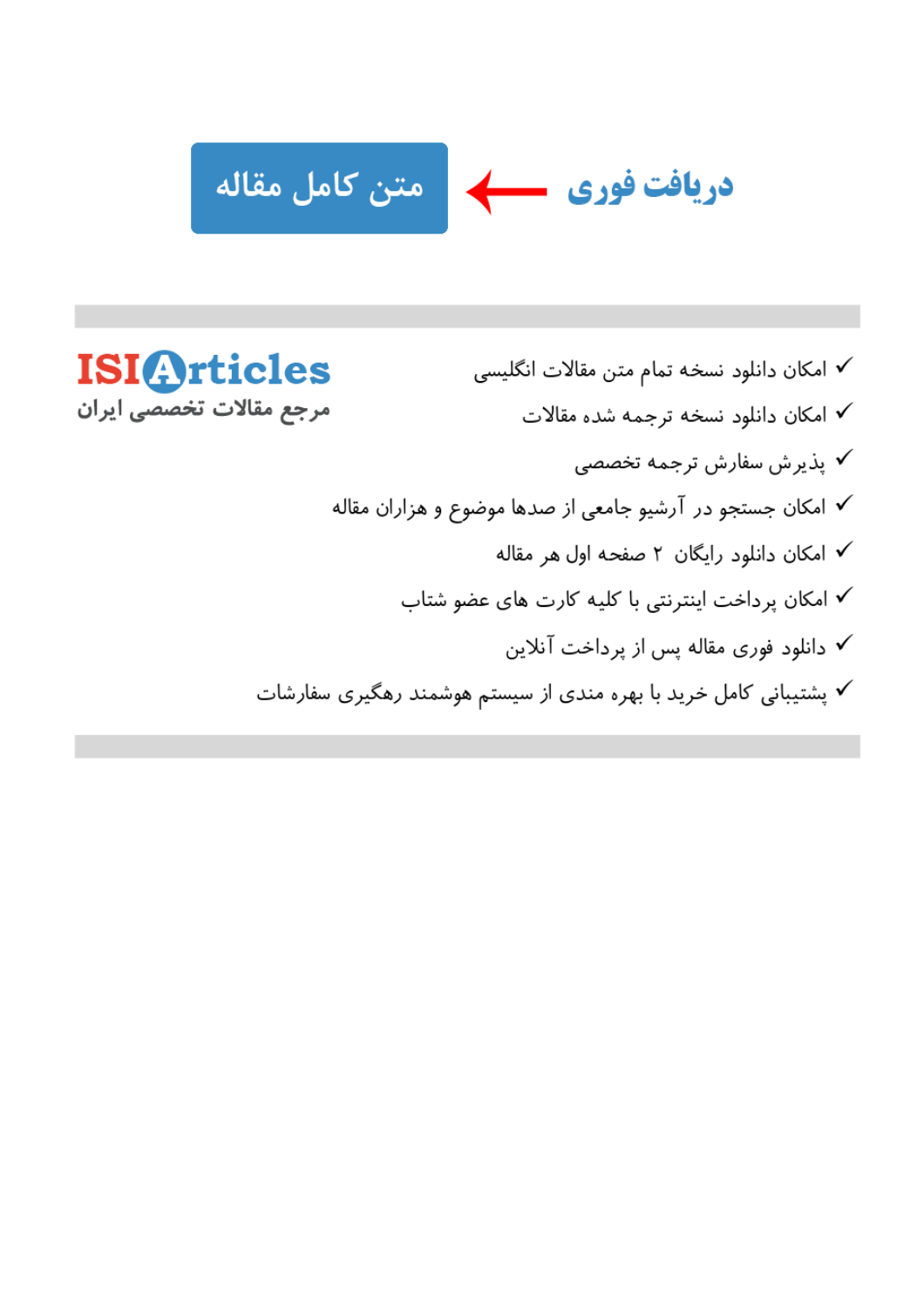دریافت فوری ← متن کامل مقاله

**ISIArticles**
مرجع مقالات تخصصی ایران

- ✓ امکان دانلود نسخه تمام متن مقالات انگلیسی
- ✓ امکان دانلود نسخه ترجمه شده مقالات
- ✓ پذیرش سفارش ترجمه تخصصی
- ✓ امکان جستجو در آرشیو جامعی از صدها موضوع و هزاران مقاله
- ✓ امکان دانلود رایگان ۲ صفحه اول هر مقاله
- ✓ امکان پرداخت اینترنتی با کلیه کارت های عضو شتاب
- ✓ دانلود فوری مقاله پس از پرداخت آنلاین
- ✓ پشتیبانی کامل خرید با بهره مندی از سیستم هوشمند رهگیری سفارشات